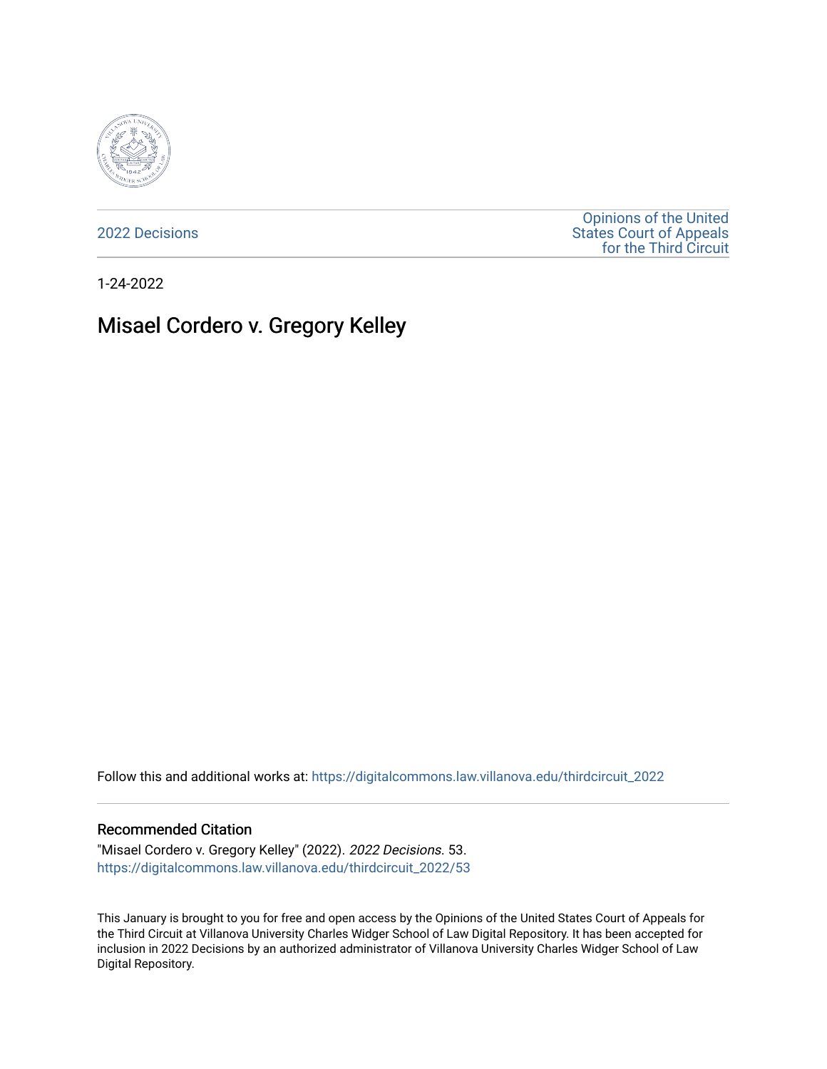2022 Decisions

Opinions of the United States Court of Appeals for the Third Circuit

1-24-2022

# Misael Cordero v. Gregory Kelley

Follow this and additional works at: https://digitalcommons.law.villanova.edu/thirdcircuit_2022

## Recommended Citation

"Misael Cordero v. Gregory Kelley" (2022). *2022 Decisions*. 53.
https://digitalcommons.law.villanova.edu/thirdcircuit_2022/53

This January is brought to you for free and open access by the Opinions of the United States Court of Appeals for the Third Circuit at Villanova University Charles Widger School of Law Digital Repository. It has been accepted for inclusion in 2022 Decisions by an authorized administrator of Villanova University Charles Widger School of Law Digital Repository.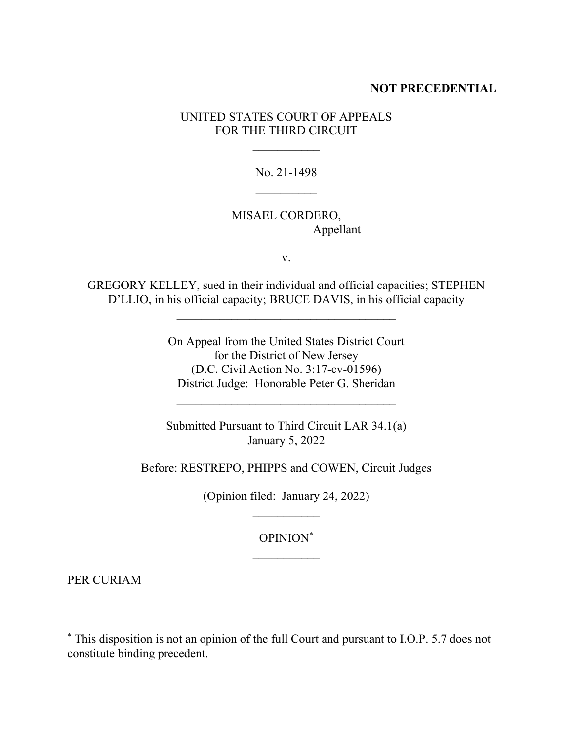**NOT PRECEDENTIAL**

UNITED STATES COURT OF APPEALS
FOR THE THIRD CIRCUIT

\_\_\_\_\_\_\_\_\_\_\_

No. 21-1498

\_\_\_\_\_\_\_\_\_\_

MISAEL CORDERO,
Appellant

v.

GREGORY KELLEY, sued in their individual and official capacities; STEPHEN D'LLIO, in his official capacity; BRUCE DAVIS, in his official capacity

\_\_\_\_\_\_\_\_\_\_\_\_\_\_\_\_\_\_\_\_\_\_\_\_\_\_\_\_\_\_\_\_\_\_\_\_

On Appeal from the United States District Court
for the District of New Jersey
(D.C. Civil Action No. 3:17-cv-01596)
District Judge: Honorable Peter G. Sheridan

\_\_\_\_\_\_\_\_\_\_\_\_\_\_\_\_\_\_\_\_\_\_\_\_\_\_\_\_\_\_\_\_\_\_\_\_

Submitted Pursuant to Third Circuit LAR 34.1(a)
January 5, 2022

Before: RESTREPO, PHIPPS and COWEN, Circuit Judges

(Opinion filed: January 24, 2022)

\_\_\_\_\_\_\_\_\_\_\_

OPINION[*]

\_\_\_\_\_\_\_\_\_\_\_

PER CURIAM

---

[*] This disposition is not an opinion of the full Court and pursuant to I.O.P. 5.7 does not constitute binding precedent.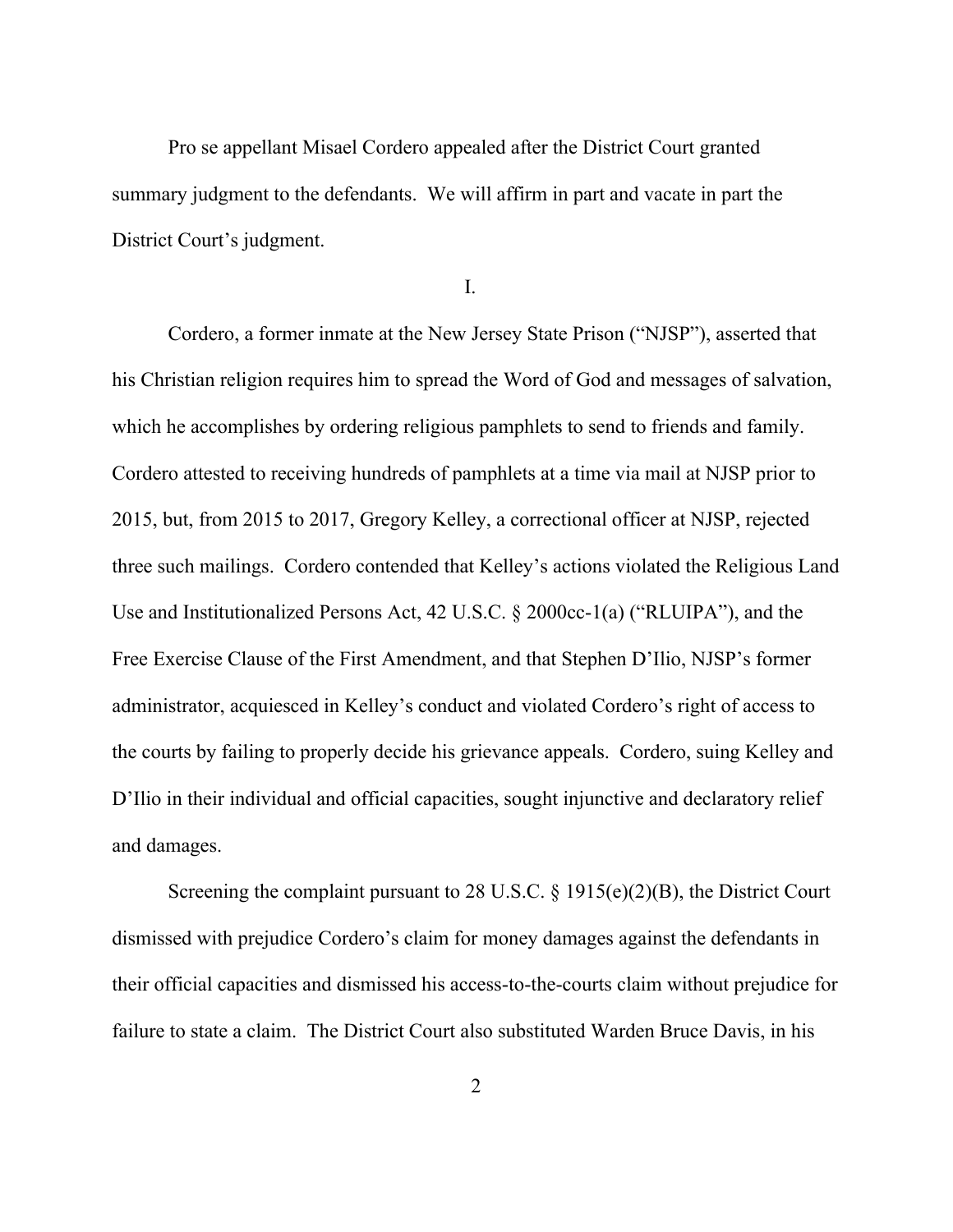Pro se appellant Misael Cordero appealed after the District Court granted summary judgment to the defendants. We will affirm in part and vacate in part the District Court's judgment.

I.

Cordero, a former inmate at the New Jersey State Prison ("NJSP"), asserted that his Christian religion requires him to spread the Word of God and messages of salvation, which he accomplishes by ordering religious pamphlets to send to friends and family. Cordero attested to receiving hundreds of pamphlets at a time via mail at NJSP prior to 2015, but, from 2015 to 2017, Gregory Kelley, a correctional officer at NJSP, rejected three such mailings. Cordero contended that Kelley's actions violated the Religious Land Use and Institutionalized Persons Act, 42 U.S.C. § 2000cc-1(a) ("RLUIPA"), and the Free Exercise Clause of the First Amendment, and that Stephen D'Ilio, NJSP's former administrator, acquiesced in Kelley's conduct and violated Cordero's right of access to the courts by failing to properly decide his grievance appeals. Cordero, suing Kelley and D'Ilio in their individual and official capacities, sought injunctive and declaratory relief and damages.

Screening the complaint pursuant to 28 U.S.C. § 1915(e)(2)(B), the District Court dismissed with prejudice Cordero's claim for money damages against the defendants in their official capacities and dismissed his access-to-the-courts claim without prejudice for failure to state a claim. The District Court also substituted Warden Bruce Davis, in his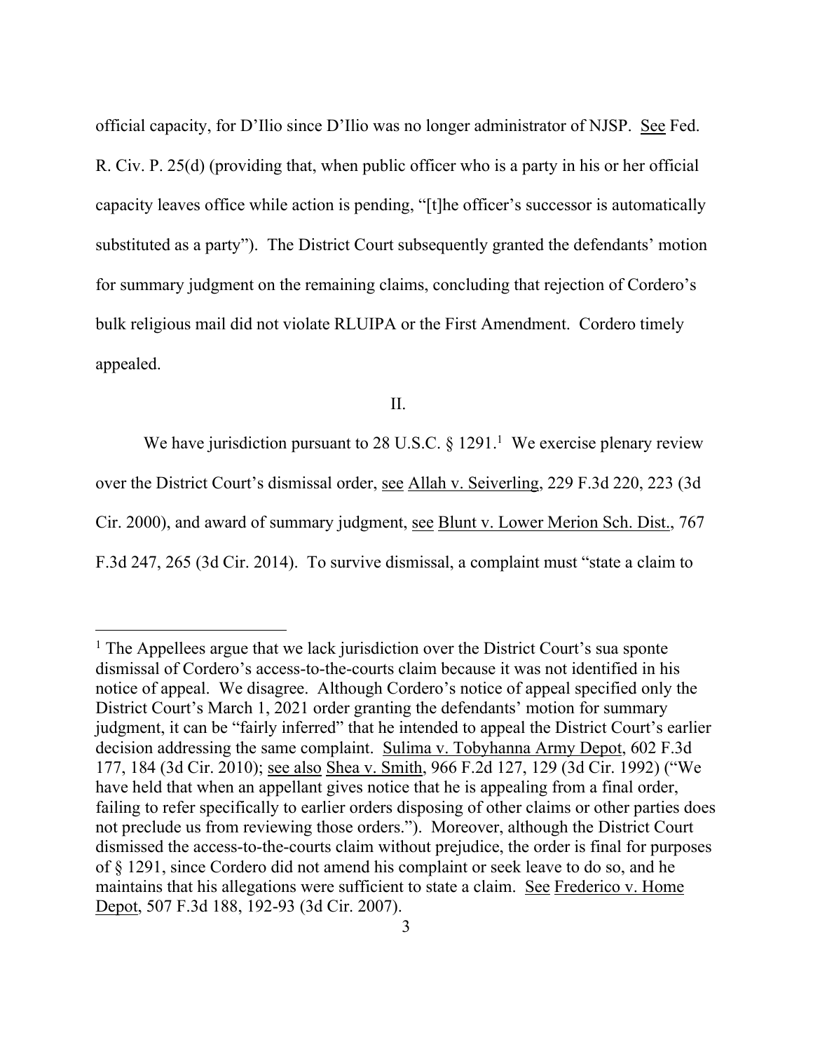official capacity, for D'Ilio since D'Ilio was no longer administrator of NJSP. See Fed. R. Civ. P. 25(d) (providing that, when public officer who is a party in his or her official capacity leaves office while action is pending, "[t]he officer's successor is automatically substituted as a party"). The District Court subsequently granted the defendants' motion for summary judgment on the remaining claims, concluding that rejection of Cordero's bulk religious mail did not violate RLUIPA or the First Amendment. Cordero timely appealed.

## II.

We have jurisdiction pursuant to 28 U.S.C. § 1291.[1] We exercise plenary review over the District Court's dismissal order, see Allah v. Seiverling, 229 F.3d 220, 223 (3d Cir. 2000), and award of summary judgment, see Blunt v. Lower Merion Sch. Dist., 767 F.3d 247, 265 (3d Cir. 2014). To survive dismissal, a complaint must "state a claim to

---

[1] The Appellees argue that we lack jurisdiction over the District Court's sua sponte dismissal of Cordero's access-to-the-courts claim because it was not identified in his notice of appeal. We disagree. Although Cordero's notice of appeal specified only the District Court's March 1, 2021 order granting the defendants' motion for summary judgment, it can be "fairly inferred" that he intended to appeal the District Court's earlier decision addressing the same complaint. Sulima v. Tobyhanna Army Depot, 602 F.3d 177, 184 (3d Cir. 2010); see also Shea v. Smith, 966 F.2d 127, 129 (3d Cir. 1992) ("We have held that when an appellant gives notice that he is appealing from a final order, failing to refer specifically to earlier orders disposing of other claims or other parties does not preclude us from reviewing those orders."). Moreover, although the District Court dismissed the access-to-the-courts claim without prejudice, the order is final for purposes of § 1291, since Cordero did not amend his complaint or seek leave to do so, and he maintains that his allegations were sufficient to state a claim. See Frederico v. Home Depot, 507 F.3d 188, 192-93 (3d Cir. 2007).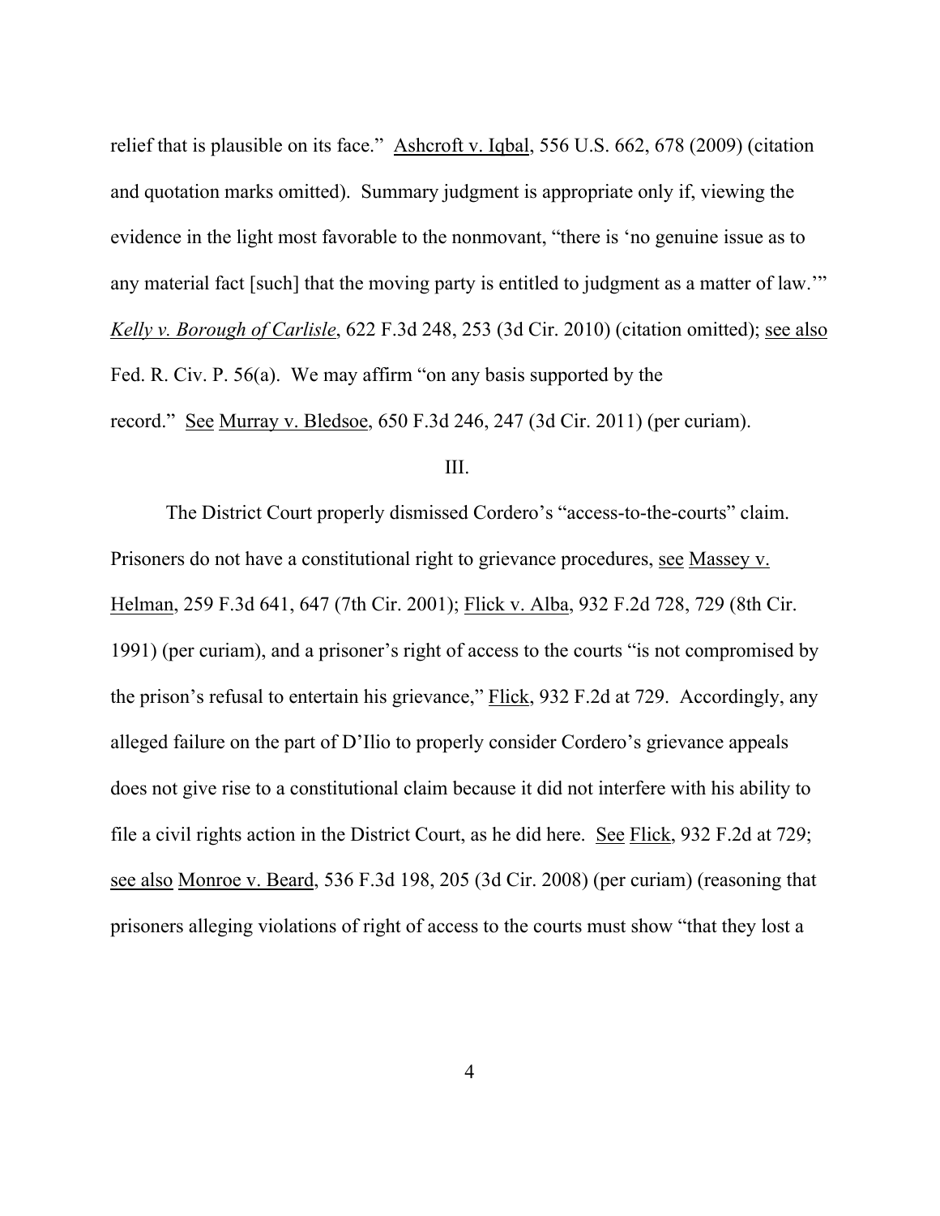relief that is plausible on its face." Ashcroft v. Iqbal, 556 U.S. 662, 678 (2009) (citation and quotation marks omitted). Summary judgment is appropriate only if, viewing the evidence in the light most favorable to the nonmovant, "there is 'no genuine issue as to any material fact [such] that the moving party is entitled to judgment as a matter of law.'" *Kelly v. Borough of Carlisle*, 622 F.3d 248, 253 (3d Cir. 2010) (citation omitted); see also Fed. R. Civ. P. 56(a). We may affirm "on any basis supported by the record." See Murray v. Bledsoe, 650 F.3d 246, 247 (3d Cir. 2011) (per curiam).

III.

The District Court properly dismissed Cordero's "access-to-the-courts" claim. Prisoners do not have a constitutional right to grievance procedures, see Massey v. Helman, 259 F.3d 641, 647 (7th Cir. 2001); Flick v. Alba, 932 F.2d 728, 729 (8th Cir. 1991) (per curiam), and a prisoner's right of access to the courts "is not compromised by the prison's refusal to entertain his grievance," Flick, 932 F.2d at 729. Accordingly, any alleged failure on the part of D'Ilio to properly consider Cordero's grievance appeals does not give rise to a constitutional claim because it did not interfere with his ability to file a civil rights action in the District Court, as he did here. See Flick, 932 F.2d at 729; see also Monroe v. Beard, 536 F.3d 198, 205 (3d Cir. 2008) (per curiam) (reasoning that prisoners alleging violations of right of access to the courts must show "that they lost a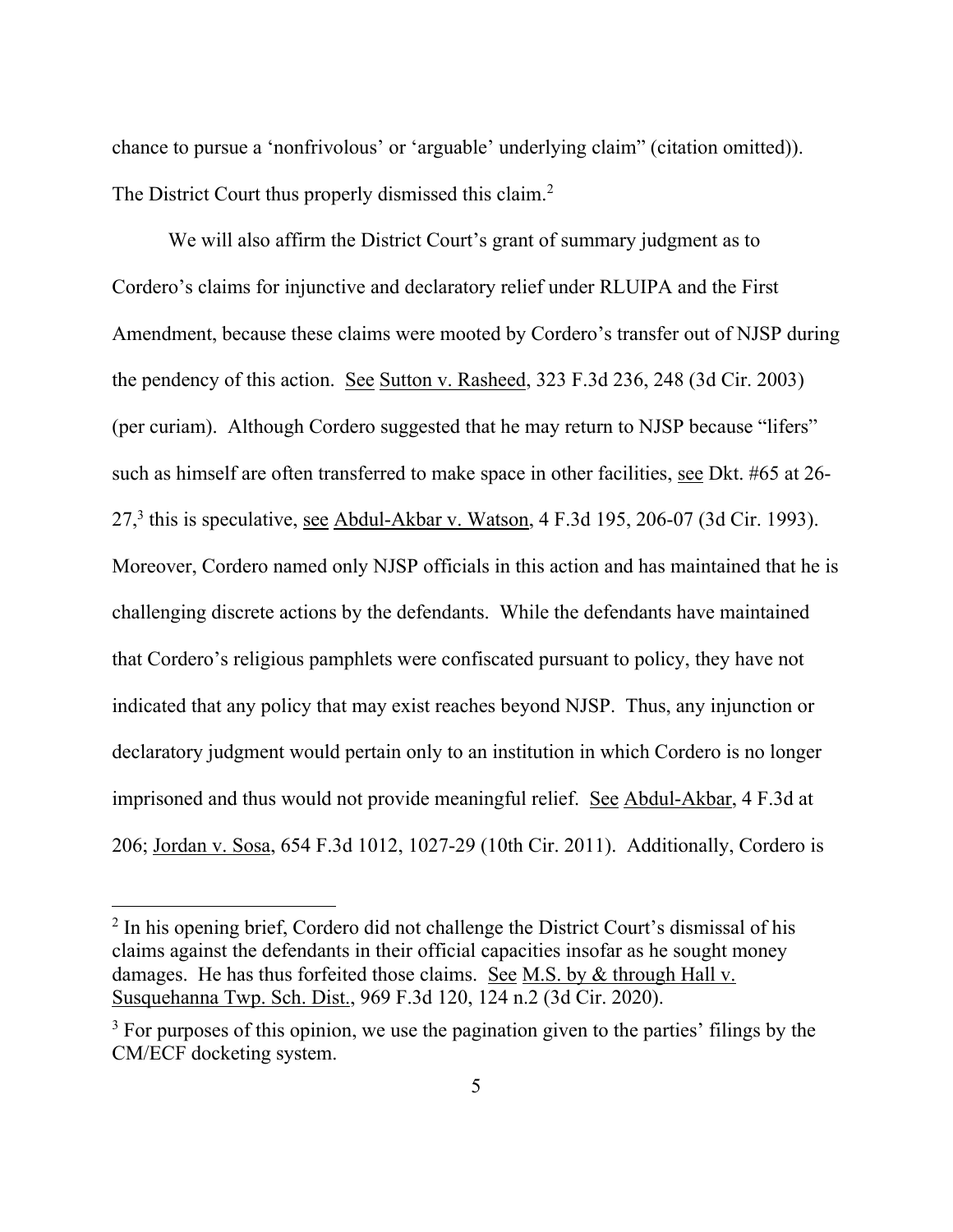chance to pursue a 'nonfrivolous' or 'arguable' underlying claim" (citation omitted)). The District Court thus properly dismissed this claim.[2]

We will also affirm the District Court's grant of summary judgment as to Cordero's claims for injunctive and declaratory relief under RLUIPA and the First Amendment, because these claims were mooted by Cordero's transfer out of NJSP during the pendency of this action. See Sutton v. Rasheed, 323 F.3d 236, 248 (3d Cir. 2003) (per curiam). Although Cordero suggested that he may return to NJSP because "lifers" such as himself are often transferred to make space in other facilities, see Dkt. #65 at 26-27,[3] this is speculative, see Abdul-Akbar v. Watson, 4 F.3d 195, 206-07 (3d Cir. 1993). Moreover, Cordero named only NJSP officials in this action and has maintained that he is challenging discrete actions by the defendants. While the defendants have maintained that Cordero's religious pamphlets were confiscated pursuant to policy, they have not indicated that any policy that may exist reaches beyond NJSP. Thus, any injunction or declaratory judgment would pertain only to an institution in which Cordero is no longer imprisoned and thus would not provide meaningful relief. See Abdul-Akbar, 4 F.3d at 206; Jordan v. Sosa, 654 F.3d 1012, 1027-29 (10th Cir. 2011). Additionally, Cordero is

---

[2] In his opening brief, Cordero did not challenge the District Court's dismissal of his claims against the defendants in their official capacities insofar as he sought money damages. He has thus forfeited those claims. See M.S. by & through Hall v. Susquehanna Twp. Sch. Dist., 969 F.3d 120, 124 n.2 (3d Cir. 2020).

[3] For purposes of this opinion, we use the pagination given to the parties' filings by the CM/ECF docketing system.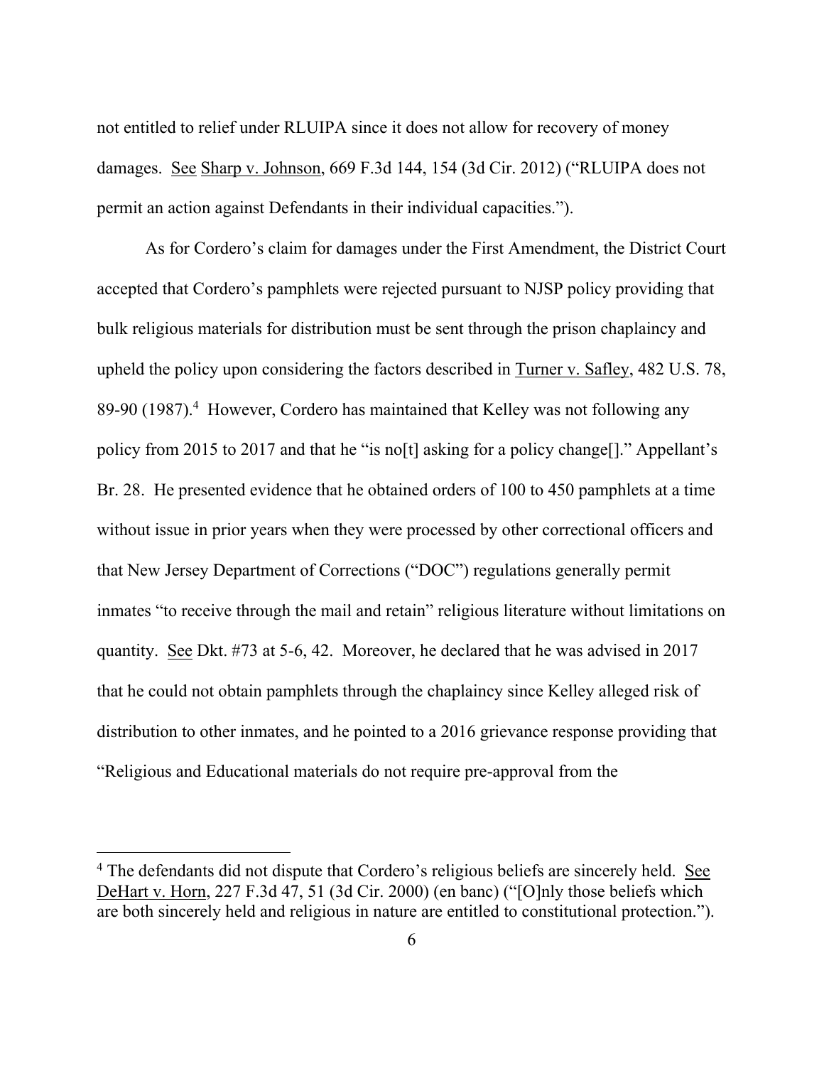not entitled to relief under RLUIPA since it does not allow for recovery of money damages. See Sharp v. Johnson, 669 F.3d 144, 154 (3d Cir. 2012) ("RLUIPA does not permit an action against Defendants in their individual capacities.").

As for Cordero's claim for damages under the First Amendment, the District Court accepted that Cordero's pamphlets were rejected pursuant to NJSP policy providing that bulk religious materials for distribution must be sent through the prison chaplaincy and upheld the policy upon considering the factors described in Turner v. Safley, 482 U.S. 78, 89-90 (1987).[4] However, Cordero has maintained that Kelley was not following any policy from 2015 to 2017 and that he "is no[t] asking for a policy change[]." Appellant's Br. 28. He presented evidence that he obtained orders of 100 to 450 pamphlets at a time without issue in prior years when they were processed by other correctional officers and that New Jersey Department of Corrections ("DOC") regulations generally permit inmates "to receive through the mail and retain" religious literature without limitations on quantity. See Dkt. #73 at 5-6, 42. Moreover, he declared that he was advised in 2017 that he could not obtain pamphlets through the chaplaincy since Kelley alleged risk of distribution to other inmates, and he pointed to a 2016 grievance response providing that "Religious and Educational materials do not require pre-approval from the

[4] The defendants did not dispute that Cordero's religious beliefs are sincerely held. See DeHart v. Horn, 227 F.3d 47, 51 (3d Cir. 2000) (en banc) ("[O]nly those beliefs which are both sincerely held and religious in nature are entitled to constitutional protection.").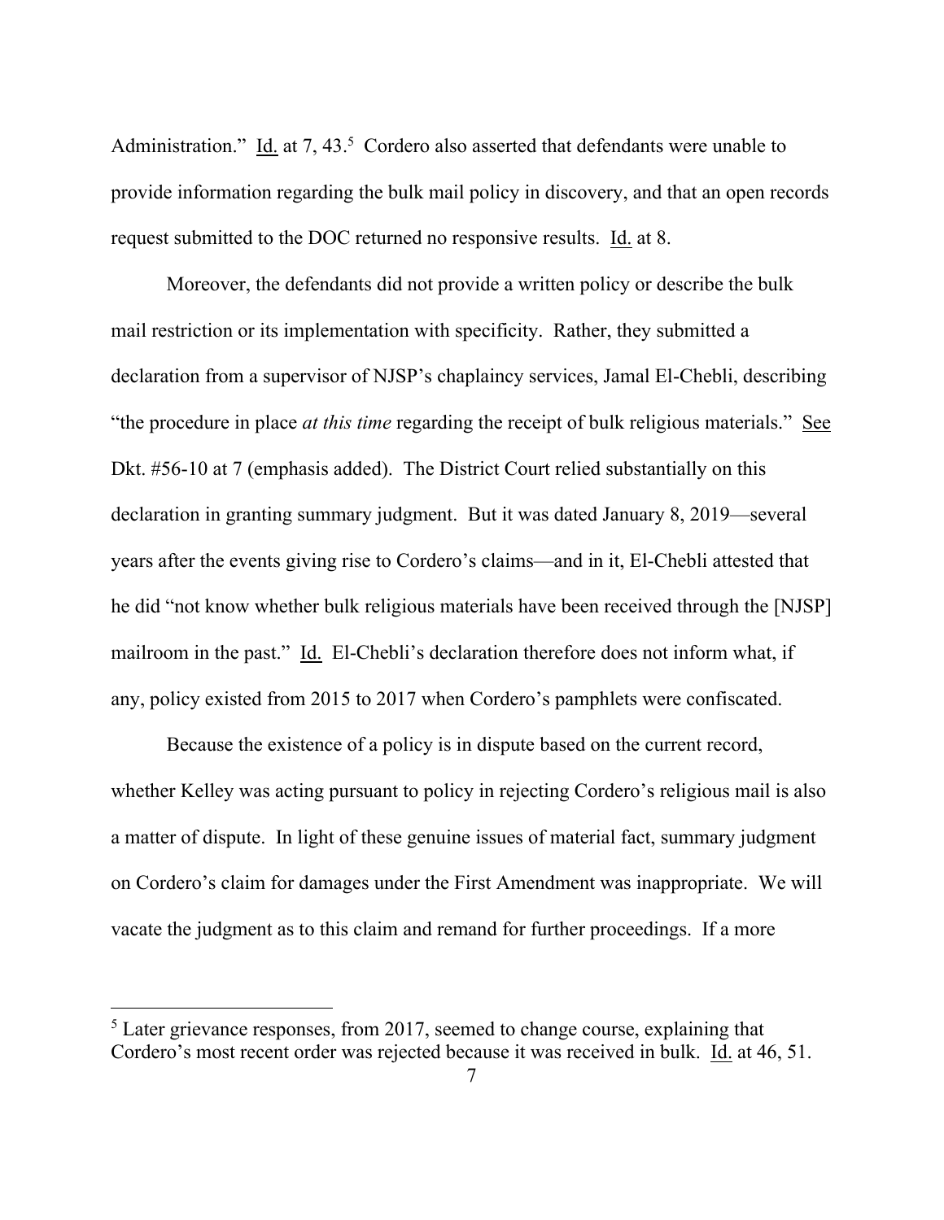Administration." Id. at 7, 43.[5] Cordero also asserted that defendants were unable to provide information regarding the bulk mail policy in discovery, and that an open records request submitted to the DOC returned no responsive results. Id. at 8.

Moreover, the defendants did not provide a written policy or describe the bulk mail restriction or its implementation with specificity. Rather, they submitted a declaration from a supervisor of NJSP's chaplaincy services, Jamal El-Chebli, describing "the procedure in place *at this time* regarding the receipt of bulk religious materials." See Dkt. #56-10 at 7 (emphasis added). The District Court relied substantially on this declaration in granting summary judgment. But it was dated January 8, 2019—several years after the events giving rise to Cordero's claims—and in it, El-Chebli attested that he did "not know whether bulk religious materials have been received through the [NJSP] mailroom in the past." Id. El-Chebli's declaration therefore does not inform what, if any, policy existed from 2015 to 2017 when Cordero's pamphlets were confiscated.

Because the existence of a policy is in dispute based on the current record, whether Kelley was acting pursuant to policy in rejecting Cordero's religious mail is also a matter of dispute. In light of these genuine issues of material fact, summary judgment on Cordero's claim for damages under the First Amendment was inappropriate. We will vacate the judgment as to this claim and remand for further proceedings. If a more

[5] Later grievance responses, from 2017, seemed to change course, explaining that Cordero's most recent order was rejected because it was received in bulk. Id. at 46, 51.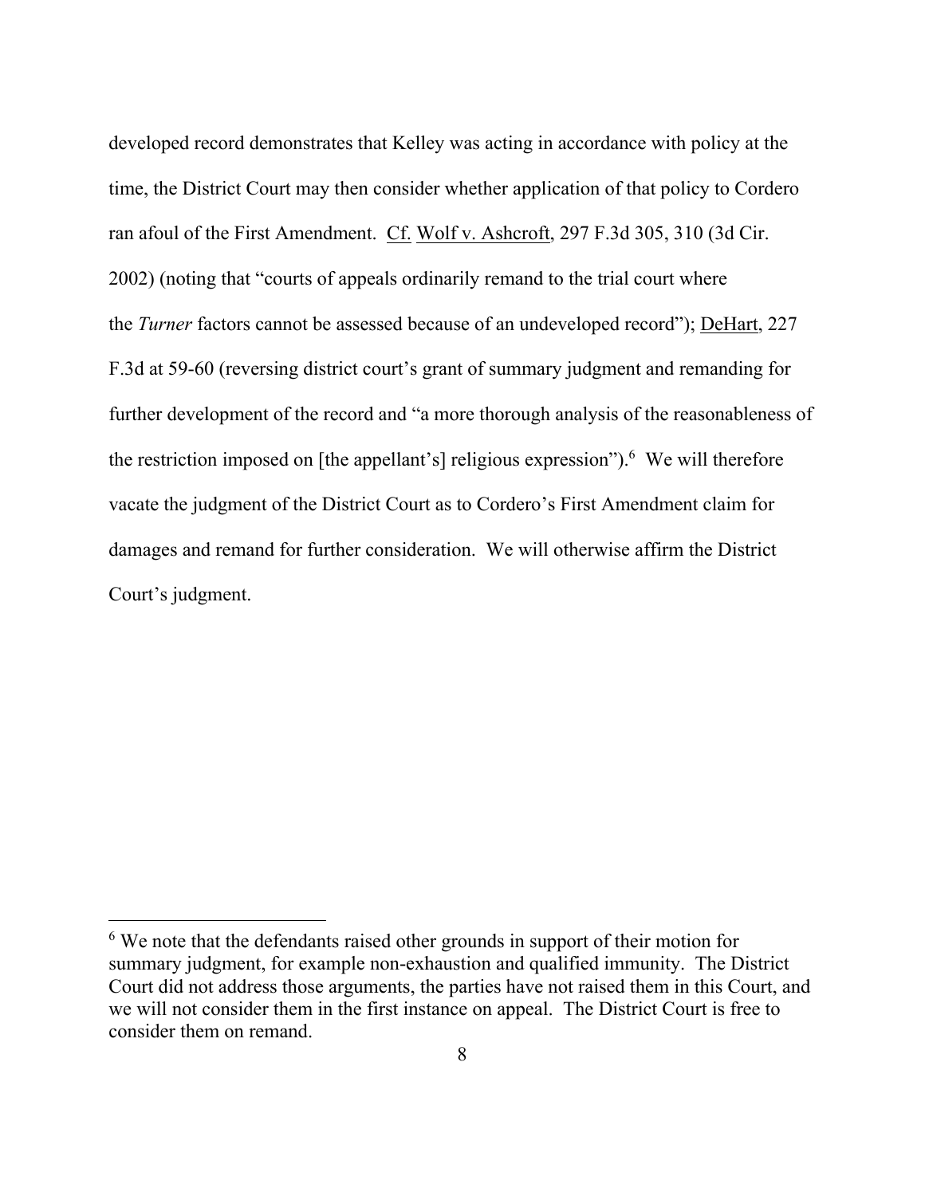developed record demonstrates that Kelley was acting in accordance with policy at the time, the District Court may then consider whether application of that policy to Cordero ran afoul of the First Amendment. Cf. Wolf v. Ashcroft, 297 F.3d 305, 310 (3d Cir. 2002) (noting that "courts of appeals ordinarily remand to the trial court where the *Turner* factors cannot be assessed because of an undeveloped record"); DeHart, 227 F.3d at 59-60 (reversing district court's grant of summary judgment and remanding for further development of the record and "a more thorough analysis of the reasonableness of the restriction imposed on [the appellant's] religious expression").[6] We will therefore vacate the judgment of the District Court as to Cordero's First Amendment claim for damages and remand for further consideration. We will otherwise affirm the District Court's judgment.

---

[6] We note that the defendants raised other grounds in support of their motion for summary judgment, for example non-exhaustion and qualified immunity. The District Court did not address those arguments, the parties have not raised them in this Court, and we will not consider them in the first instance on appeal. The District Court is free to consider them on remand.